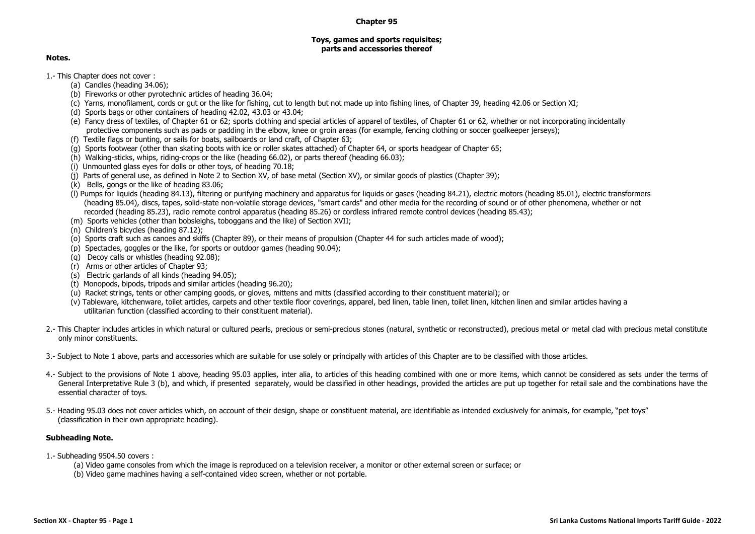# Chapter 95

## Toys, games and sports requisites; parts and accessories thereof

**Notes.**

1.- This Chapter does not cover :

- (a) Candles (heading 34.06);
- (b) Fireworks or other pyrotechnic articles of heading 36.04;
- (c) Yarns, monofilament, cords or gut or the like for fishing, cut to length but not made up into fishing lines, of Chapter 39, heading 42.06 or Section XI;
- (d) Sports bags or other containers of heading 42.02, 43.03 or 43.04;
- (e) Fancy dress of textiles, of Chapter 61 or 62; sports clothing and special articles of apparel of textiles, of Chapter 61 or 62, whether or not incorporating incidentally protective components such as pads or padding in the elbow, knee or groin areas (for example, fencing clothing or soccer goalkeeper jerseys);
- (f) Textile flags or bunting, or sails for boats, sailboards or land craft, of Chapter 63;
- (g) Sports footwear (other than skating boots with ice or roller skates attached) of Chapter 64, or sports headgear of Chapter 65;
- (h) Walking-sticks, whips, riding-crops or the like (heading 66.02), or parts thereof (heading 66.03);
- (i) Unmounted glass eyes for dolls or other toys, of heading 70.18;
- (j) Parts of general use, as defined in Note 2 to Section XV, of base metal (Section XV), or similar goods of plastics (Chapter 39);
- (k) Bells, gongs or the like of heading 83.06;
- (l) Pumps for liquids (heading 84.13), filtering or purifying machinery and apparatus for liquids or gases (heading 84.21), electric motors (heading 85.01), electric transformers (heading 85.04), discs, tapes, solid-state non-volatile storage devices, "smart cards" and other media for the recording of sound or of other phenomena, whether or not recorded (heading 85.23), radio remote control apparatus (heading 85.26) or cordless infrared remote control devices (heading 85.43);
- (m) Sports vehicles (other than bobsleighs, toboggans and the like) of Section XVII;
- (n) Children's bicycles (heading 87.12);
- (o) Sports craft such as canoes and skiffs (Chapter 89), or their means of propulsion (Chapter 44 for such articles made of wood);
- (p) Spectacles, goggles or the like, for sports or outdoor games (heading 90.04);
- (q) Decoy calls or whistles (heading 92.08);
- (r) Arms or other articles of Chapter 93;
- (s) Electric garlands of all kinds (heading 94.05);
- (t) Monopods, bipods, tripods and similar articles (heading 96.20);
- (u) Racket strings, tents or other camping goods, or gloves, mittens and mitts (classified according to their constituent material); or
- (v) Tableware, kitchenware, toilet articles, carpets and other textile floor coverings, apparel, bed linen, table linen, toilet linen, kitchen linen and similar articles having a utilitarian function (classified according to their constituent material).

2.- This Chapter includes articles in which natural or cultured pearls, precious or semi-precious stones (natural, synthetic or reconstructed), precious metal or metal clad with precious metal constitute only minor constituents.

3.- Subject to Note 1 above, parts and accessories which are suitable for use solely or principally with articles of this Chapter are to be classified with those articles.

4.- Subject to the provisions of Note 1 above, heading 95.03 applies, inter alia, to articles of this heading combined with one or more items, which cannot be considered as sets under the terms of General Interpretative Rule 3 (b), and which, if presented separately, would be classified in other headings, provided the articles are put up together for retail sale and the combinations have the essential character of toys.

5.- Heading 95.03 does not cover articles which, on account of their design, shape or constituent material, are identifiable as intended exclusively for animals, for example, "pet toys" (classification in their own appropriate heading).

**Subheading Note.**

1.- Subheading 9504.50 covers :

- (a) Video game consoles from which the image is reproduced on a television receiver, a monitor or other external screen or surface; or
- (b) Video game machines having a self-contained video screen, whether or not portable.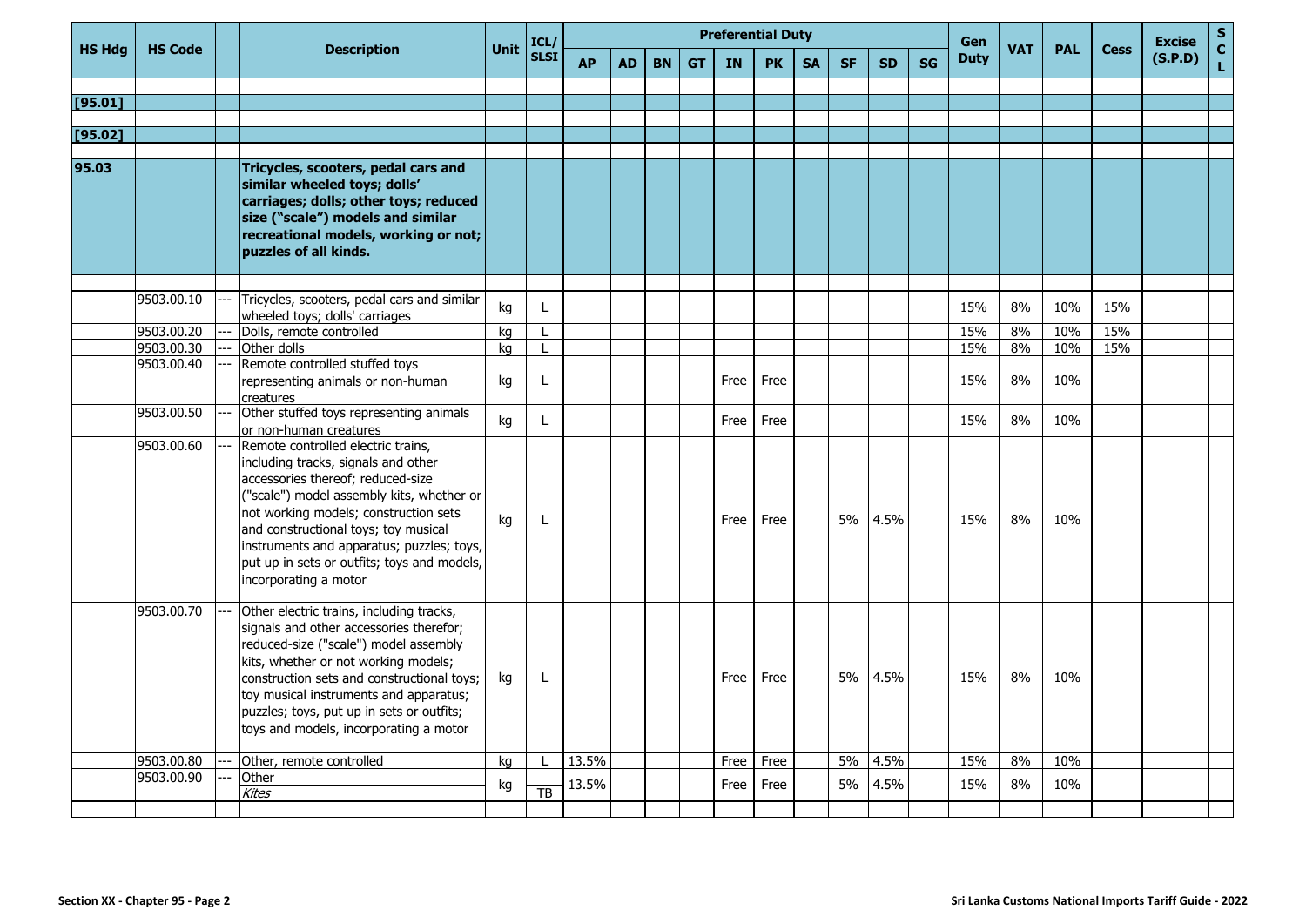| HS Hdg | HS Code | | Description | Unit | ICL/ SLSI | Preferential Duty | | | | | | | | | | Gen Duty | VAT | PAL | Cess | Excise (S.P.D) | S C L |
|---|---|---|---|---|---|---|---|---|---|---|---|---|---|---|---|---|---|---|---|---|---|
| | | | | | | AP | AD | BN | GT | IN | PK | SA | SF | SD | SG | | | | | | |
| [95.01] | | | | | | | | | | | | | | | | | | | | | |
| [95.02] | | | | | | | | | | | | | | | | | | | | | |
| 95.03 | | | **Tricycles, scooters, pedal cars and similar wheeled toys; dolls' carriages; dolls; other toys; reduced size ("scale") models and similar recreational models, working or not; puzzles of all kinds.** | | | | | | | | | | | | | | | | | | |
| | 9503.00.10 | --- | Tricycles, scooters, pedal cars and similar wheeled toys; dolls' carriages | kg | L | | | | | | | | | | | 15% | 8% | 10% | 15% | | |
| | 9503.00.20 | --- | Dolls, remote controlled | kg | L | | | | | | | | | | | 15% | 8% | 10% | 15% | | |
| | 9503.00.30 | --- | Other dolls | kg | L | | | | | | | | | | | 15% | 8% | 10% | 15% | | |
| | 9503.00.40 | --- | Remote controlled stuffed toys representing animals or non-human creatures | kg | L | | | | | Free | Free | | | | | 15% | 8% | 10% | | | |
| | 9503.00.50 | --- | Other stuffed toys representing animals or non-human creatures | kg | L | | | | | Free | Free | | | | | 15% | 8% | 10% | | | |
| | 9503.00.60 | --- | Remote controlled electric trains, including tracks, signals and other accessories thereof; reduced-size ("scale") model assembly kits, whether or not working models; construction sets and constructional toys; toy musical instruments and apparatus; puzzles; toys, put up in sets or outfits; toys and models, incorporating a motor | kg | L | | | | | Free | Free | | 5% | 4.5% | | 15% | 8% | 10% | | | |
| | 9503.00.70 | --- | Other electric trains, including tracks, signals and other accessories therefor; reduced-size ("scale") model assembly kits, whether or not working models; construction sets and constructional toys; toy musical instruments and apparatus; puzzles; toys, put up in sets or outfits; toys and models, incorporating a motor | kg | L | | | | | Free | Free | | 5% | 4.5% | | 15% | 8% | 10% | | | |
| | 9503.00.80 | --- | Other, remote controlled | kg | L | 13.5% | | | | Free | Free | | 5% | 4.5% | | 15% | 8% | 10% | | | |
| | 9503.00.90 | --- | Other<br>*Kites* | kg | TB | 13.5% | | | | Free | Free | | 5% | 4.5% | | 15% | 8% | 10% | | | |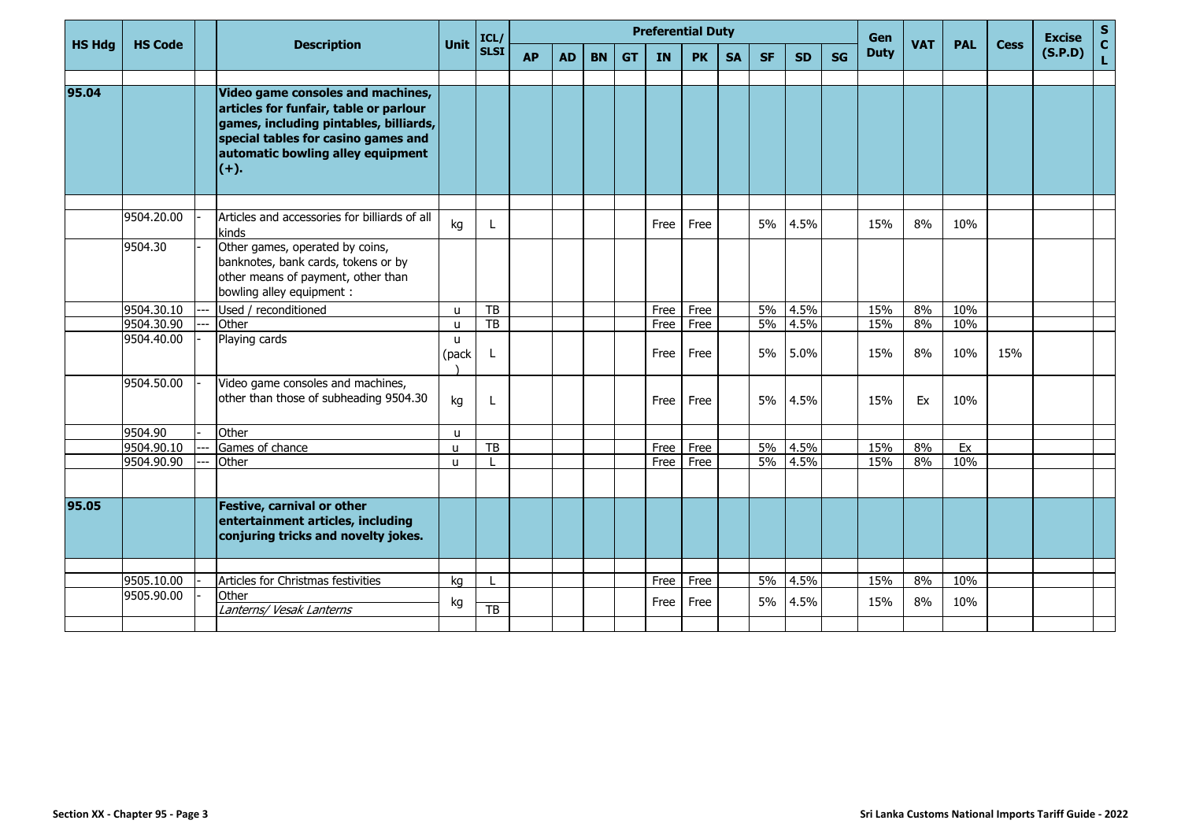| HS Hdg | HS Code | | Description | Unit | ICL/ SLSI | Preferential Duty | | | | | | | | | | Gen Duty | VAT | PAL | Cess | Excise (S.P.D) | S C L |
|---|---|---|---|---|---|---|---|---|---|---|---|---|---|---|---|---|---|---|---|---|---|
| | | | | | | AP | AD | BN | GT | IN | PK | SA | SF | SD | SG | | | | | | |
| **95.04** | | | **Video game consoles and machines, articles for funfair, table or parlour games, including pintables, billiards, special tables for casino games and automatic bowling alley equipment (+).** | | | | | | | | | | | | | | | | | | |
| | 9504.20.00 | - | Articles and accessories for billiards of all kinds | kg | L | | | | | Free | Free | | 5% | 4.5% | | 15% | 8% | 10% | | | |
| | 9504.30 | - | Other games, operated by coins, banknotes, bank cards, tokens or by other means of payment, other than bowling alley equipment : | | | | | | | | | | | | | | | | | | |
| | 9504.30.10 | --- | Used / reconditioned | u | TB | | | | | Free | Free | | 5% | 4.5% | | 15% | 8% | 10% | | | |
| | 9504.30.90 | --- | Other | u | TB | | | | | Free | Free | | 5% | 4.5% | | 15% | 8% | 10% | | | |
| | 9504.40.00 | - | Playing cards | u (pack) | L | | | | | Free | Free | | 5% | 5.0% | | 15% | 8% | 10% | 15% | | |
| | 9504.50.00 | - | Video game consoles and machines, other than those of subheading 9504.30 | kg | L | | | | | Free | Free | | 5% | 4.5% | | 15% | Ex | 10% | | | |
| | 9504.90 | - | Other | u | | | | | | | | | | | | | | | | | |
| | 9504.90.10 | --- | Games of chance | u | TB | | | | | Free | Free | | 5% | 4.5% | | 15% | 8% | Ex | | | |
| | 9504.90.90 | --- | Other | u | L | | | | | Free | Free | | 5% | 4.5% | | 15% | 8% | 10% | | | |
| **95.05** | | | **Festive, carnival or other entertainment articles, including conjuring tricks and novelty jokes.** | | | | | | | | | | | | | | | | | | |
| | 9505.10.00 | - | Articles for Christmas festivities | kg | L | | | | | Free | Free | | 5% | 4.5% | | 15% | 8% | 10% | | | |
| | 9505.90.00 | - | Other *Lanterns/ Vesak Lanterns* | kg | TB | | | | | Free | Free | | 5% | 4.5% | | 15% | 8% | 10% | | | |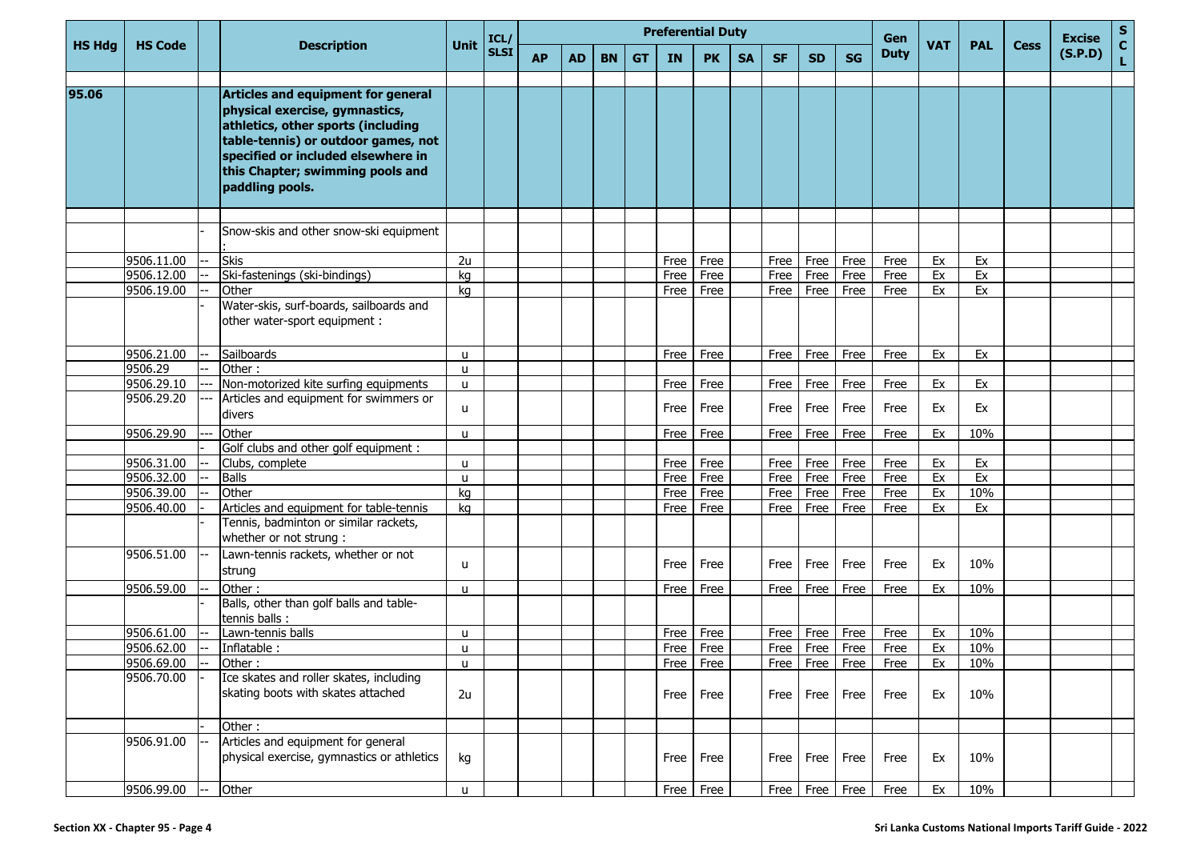| HS Hdg | HS Code | | Description | Unit | ICL/ SLSI | Preferential Duty | | | | | | | | | | Gen Duty | VAT | PAL | Cess | Excise (S.P.D) | S C L |
|---|---|---|---|---|---|---|---|---|---|---|---|---|---|---|---|---|---|---|---|---|---|
| | | | | | | AP | AD | BN | GT | IN | PK | SA | SF | SD | SG | | | | | | |
| 95.06 | | | **Articles and equipment for general physical exercise, gymnastics, athletics, other sports (including table-tennis) or outdoor games, not specified or included elsewhere in this Chapter; swimming pools and paddling pools.** | | | | | | | | | | | | | | | | | | |
| | | - | Snow-skis and other snow-ski equipment : | | | | | | | | | | | | | | | | | | |
| | 9506.11.00 | -- | Skis | 2u | | | | | | Free | Free | | Free | Free | Free | Free | Ex | Ex | | | |
| | 9506.12.00 | -- | Ski-fastenings (ski-bindings) | kg | | | | | | Free | Free | | Free | Free | Free | Free | Ex | Ex | | | |
| | 9506.19.00 | -- | Other | kg | | | | | | Free | Free | | Free | Free | Free | Free | Ex | Ex | | | |
| | | - | Water-skis, surf-boards, sailboards and other water-sport equipment : | | | | | | | | | | | | | | | | | | |
| | 9506.21.00 | -- | Sailboards | u | | | | | | Free | Free | | Free | Free | Free | Free | Ex | Ex | | | |
| | 9506.29 | -- | Other : | u | | | | | | | | | | | | | | | | | |
| | 9506.29.10 | --- | Non-motorized kite surfing equipments | u | | | | | | Free | Free | | Free | Free | Free | Free | Ex | Ex | | | |
| | 9506.29.20 | --- | Articles and equipment for swimmers or divers | u | | | | | | Free | Free | | Free | Free | Free | Free | Ex | Ex | | | |
| | 9506.29.90 | --- | Other | u | | | | | | Free | Free | | Free | Free | Free | Free | Ex | 10% | | | |
| | | - | Golf clubs and other golf equipment : | | | | | | | | | | | | | | | | | | |
| | 9506.31.00 | -- | Clubs, complete | u | | | | | | Free | Free | | Free | Free | Free | Free | Ex | Ex | | | |
| | 9506.32.00 | -- | Balls | u | | | | | | Free | Free | | Free | Free | Free | Free | Ex | Ex | | | |
| | 9506.39.00 | -- | Other | kg | | | | | | Free | Free | | Free | Free | Free | Free | Ex | 10% | | | |
| | 9506.40.00 | - | Articles and equipment for table-tennis | kg | | | | | | Free | Free | | Free | Free | Free | Free | Ex | Ex | | | |
| | | - | Tennis, badminton or similar rackets, whether or not strung : | | | | | | | | | | | | | | | | | | |
| | 9506.51.00 | -- | Lawn-tennis rackets, whether or not strung | u | | | | | | Free | Free | | Free | Free | Free | Free | Ex | 10% | | | |
| | 9506.59.00 | -- | Other : | u | | | | | | Free | Free | | Free | Free | Free | Free | Ex | 10% | | | |
| | | - | Balls, other than golf balls and table-tennis balls : | | | | | | | | | | | | | | | | | | |
| | 9506.61.00 | -- | Lawn-tennis balls | u | | | | | | Free | Free | | Free | Free | Free | Free | Ex | 10% | | | |
| | 9506.62.00 | -- | Inflatable : | u | | | | | | Free | Free | | Free | Free | Free | Free | Ex | 10% | | | |
| | 9506.69.00 | -- | Other : | u | | | | | | Free | Free | | Free | Free | Free | Free | Ex | 10% | | | |
| | 9506.70.00 | - | Ice skates and roller skates, including skating boots with skates attached | 2u | | | | | | Free | Free | | Free | Free | Free | Free | Ex | 10% | | | |
| | | - | Other : | | | | | | | | | | | | | | | | | | |
| | 9506.91.00 | -- | Articles and equipment for general physical exercise, gymnastics or athletics | kg | | | | | | Free | Free | | Free | Free | Free | Free | Ex | 10% | | | |
| | 9506.99.00 | -- | Other | u | | | | | | Free | Free | | Free | Free | Free | Free | Ex | 10% | | | |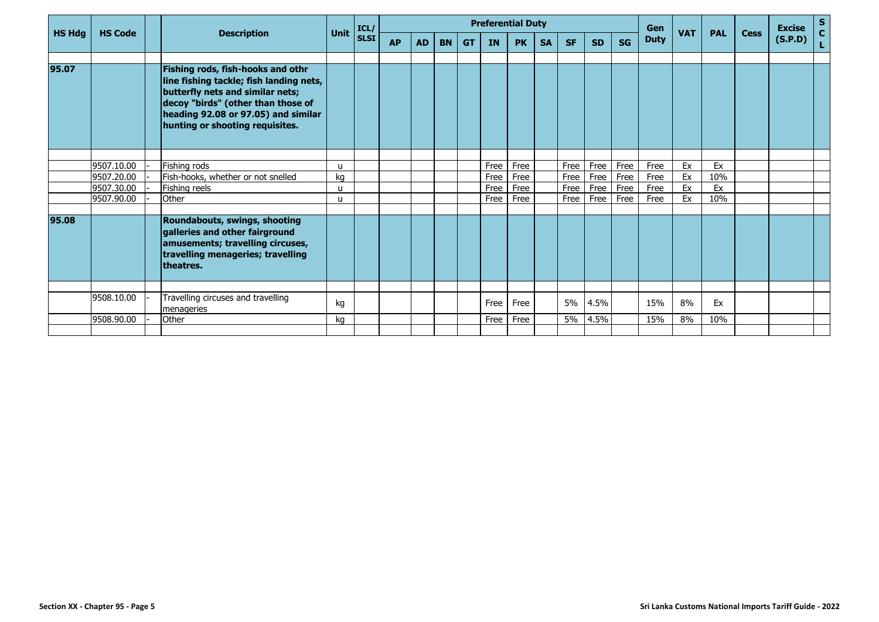| HS Hdg | HS Code | | Description | Unit | ICL/ SLSI | Preferential Duty | | | | | | | | | | Gen Duty | VAT | PAL | Cess | Excise (S.P.D) | S C L |
|---|---|---|---|---|---|---|---|---|---|---|---|---|---|---|---|---|---|---|---|---|---|
| | | | | | | AP | AD | BN | GT | IN | PK | SA | SF | SD | SG | | | | | | |
| **95.07** | | | **Fishing rods, fish-hooks and othr line fishing tackle; fish landing nets, butterfly nets and similar nets; decoy "birds" (other than those of heading 92.08 or 97.05) and similar hunting or shooting requisites.** | | | | | | | | | | | | | | | | | | |
| | 9507.10.00 | - | Fishing rods | u | | | | | | Free | Free | | Free | Free | Free | Free | Ex | Ex | | | |
| | 9507.20.00 | - | Fish-hooks, whether or not snelled | kg | | | | | | Free | Free | | Free | Free | Free | Free | Ex | 10% | | | |
| | 9507.30.00 | - | Fishing reels | u | | | | | | Free | Free | | Free | Free | Free | Free | Ex | Ex | | | |
| | 9507.90.00 | - | Other | u | | | | | | Free | Free | | Free | Free | Free | Free | Ex | 10% | | | |
| **95.08** | | | **Roundabouts, swings, shooting galleries and other fairground amusements; travelling circuses, travelling menageries; travelling theatres.** | | | | | | | | | | | | | | | | | | |
| | 9508.10.00 | - | Travelling circuses and travelling menageries | kg | | | | | | Free | Free | | 5% | 4.5% | | 15% | 8% | Ex | | | |
| | 9508.90.00 | - | Other | kg | | | | | | Free | Free | | 5% | 4.5% | | 15% | 8% | 10% | | | |